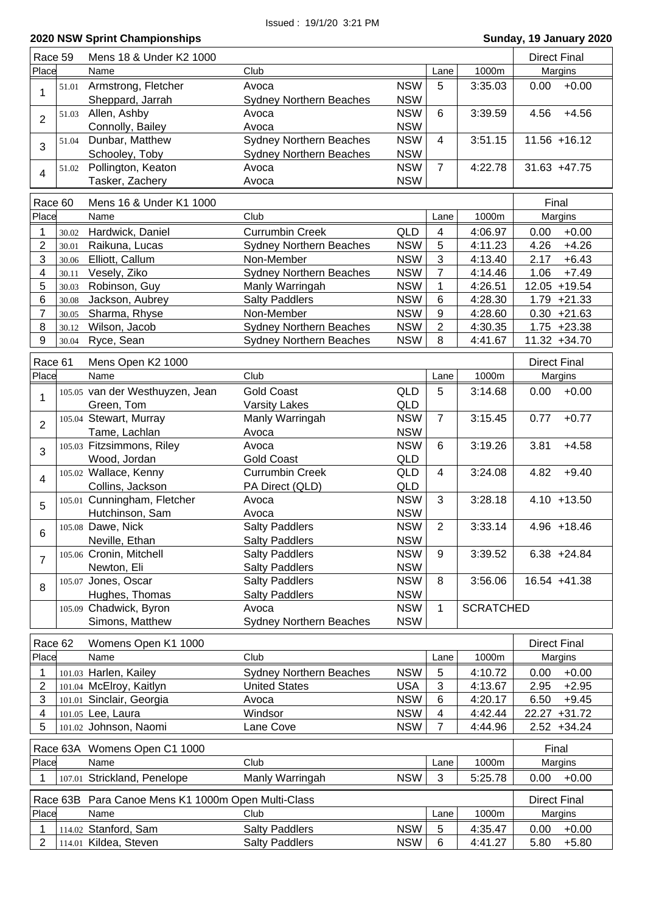Issued : 19/1/20 3:21 PM

## 2020 NSW Sprint Championships

**Sunday, 19 January 2020**

### Race 59 — Mens 18 & Under K2 1000 — Direct Final

| Place | | Name | Club | | Lane | 1000m | Margins | |
|---|---|---|---|---|---|---|---|---|
| 1 | 51.01 | Armstrong, Fletcher | Avoca | NSW | 5 | 3:35.03 | 0.00 | +0.00 |
| | | Sheppard, Jarrah | Sydney Northern Beaches | NSW | | | | |
| 2 | 51.03 | Allen, Ashby | Avoca | NSW | 6 | 3:39.59 | 4.56 | +4.56 |
| | | Connolly, Bailey | Avoca | NSW | | | | |
| 3 | 51.04 | Dunbar, Matthew | Sydney Northern Beaches | NSW | 4 | 3:51.15 | 11.56 | +16.12 |
| | | Schooley, Toby | Sydney Northern Beaches | NSW | | | | |
| 4 | 51.02 | Pollington, Keaton | Avoca | NSW | 7 | 4:22.78 | 31.63 | +47.75 |
| | | Tasker, Zachery | Avoca | NSW | | | | |

### Race 60 — Mens 16 & Under K1 1000 — Final

| Place | | Name | Club | | Lane | 1000m | Margins | |
|---|---|---|---|---|---|---|---|---|
| 1 | 30.02 | Hardwick, Daniel | Currumbin Creek | QLD | 4 | 4:06.97 | 0.00 | +0.00 |
| 2 | 30.01 | Raikuna, Lucas | Sydney Northern Beaches | NSW | 5 | 4:11.23 | 4.26 | +4.26 |
| 3 | 30.06 | Elliott, Callum | Non-Member | NSW | 3 | 4:13.40 | 2.17 | +6.43 |
| 4 | 30.11 | Vesely, Ziko | Sydney Northern Beaches | NSW | 7 | 4:14.46 | 1.06 | +7.49 |
| 5 | 30.03 | Robinson, Guy | Manly Warringah | NSW | 1 | 4:26.51 | 12.05 | +19.54 |
| 6 | 30.08 | Jackson, Aubrey | Salty Paddlers | NSW | 6 | 4:28.30 | 1.79 | +21.33 |
| 7 | 30.05 | Sharma, Rhyse | Non-Member | NSW | 9 | 4:28.60 | 0.30 | +21.63 |
| 8 | 30.12 | Wilson, Jacob | Sydney Northern Beaches | NSW | 2 | 4:30.35 | 1.75 | +23.38 |
| 9 | 30.04 | Ryce, Sean | Sydney Northern Beaches | NSW | 8 | 4:41.67 | 11.32 | +34.70 |

### Race 61 — Mens Open K2 1000 — Direct Final

| Place | | Name | Club | | Lane | 1000m | Margins | |
|---|---|---|---|---|---|---|---|---|
| 1 | 105.05 | van der Westhuyzen, Jean | Gold Coast | QLD | 5 | 3:14.68 | 0.00 | +0.00 |
| | | Green, Tom | Varsity Lakes | QLD | | | | |
| 2 | 105.04 | Stewart, Murray | Manly Warringah | NSW | 7 | 3:15.45 | 0.77 | +0.77 |
| | | Tame, Lachlan | Avoca | NSW | | | | |
| 3 | 105.03 | Fitzsimmons, Riley | Avoca | NSW | 6 | 3:19.26 | 3.81 | +4.58 |
| | | Wood, Jordan | Gold Coast | QLD | | | | |
| 4 | 105.02 | Wallace, Kenny | Currumbin Creek | QLD | 4 | 3:24.08 | 4.82 | +9.40 |
| | | Collins, Jackson | PA Direct (QLD) | QLD | | | | |
| 5 | 105.01 | Cunningham, Fletcher | Avoca | NSW | 3 | 3:28.18 | 4.10 | +13.50 |
| | | Hutchinson, Sam | Avoca | NSW | | | | |
| 6 | 105.08 | Dawe, Nick | Salty Paddlers | NSW | 2 | 3:33.14 | 4.96 | +18.46 |
| | | Neville, Ethan | Salty Paddlers | NSW | | | | |
| 7 | 105.06 | Cronin, Mitchell | Salty Paddlers | NSW | 9 | 3:39.52 | 6.38 | +24.84 |
| | | Newton, Eli | Salty Paddlers | NSW | | | | |
| 8 | 105.07 | Jones, Oscar | Salty Paddlers | NSW | 8 | 3:56.06 | 16.54 | +41.38 |
| | | Hughes, Thomas | Salty Paddlers | NSW | | | | |
| | 105.09 | Chadwick, Byron | Avoca | NSW | 1 | SCRATCHED | | |
| | | Simons, Matthew | Sydney Northern Beaches | NSW | | | | |

### Race 62 — Womens Open K1 1000 — Direct Final

| Place | | Name | Club | | Lane | 1000m | Margins | |
|---|---|---|---|---|---|---|---|---|
| 1 | 101.03 | Harlen, Kailey | Sydney Northern Beaches | NSW | 5 | 4:10.72 | 0.00 | +0.00 |
| 2 | 101.04 | McElroy, Kaitlyn | United States | USA | 3 | 4:13.67 | 2.95 | +2.95 |
| 3 | 101.01 | Sinclair, Georgia | Avoca | NSW | 6 | 4:20.17 | 6.50 | +9.45 |
| 4 | 101.05 | Lee, Laura | Windsor | NSW | 4 | 4:42.44 | 22.27 | +31.72 |
| 5 | 101.02 | Johnson, Naomi | Lane Cove | NSW | 7 | 4:44.96 | 2.52 | +34.24 |

### Race 63A — Womens Open C1 1000 — Final

| Place | | Name | Club | | Lane | 1000m | Margins | |
|---|---|---|---|---|---|---|---|---|
| 1 | 107.01 | Strickland, Penelope | Manly Warringah | NSW | 3 | 5:25.78 | 0.00 | +0.00 |

### Race 63B — Para Canoe Mens K1 1000m Open Multi-Class — Direct Final

| Place | | Name | Club | | Lane | 1000m | Margins | |
|---|---|---|---|---|---|---|---|---|
| 1 | 114.02 | Stanford, Sam | Salty Paddlers | NSW | 5 | 4:35.47 | 0.00 | +0.00 |
| 2 | 114.01 | Kildea, Steven | Salty Paddlers | NSW | 6 | 4:41.27 | 5.80 | +5.80 |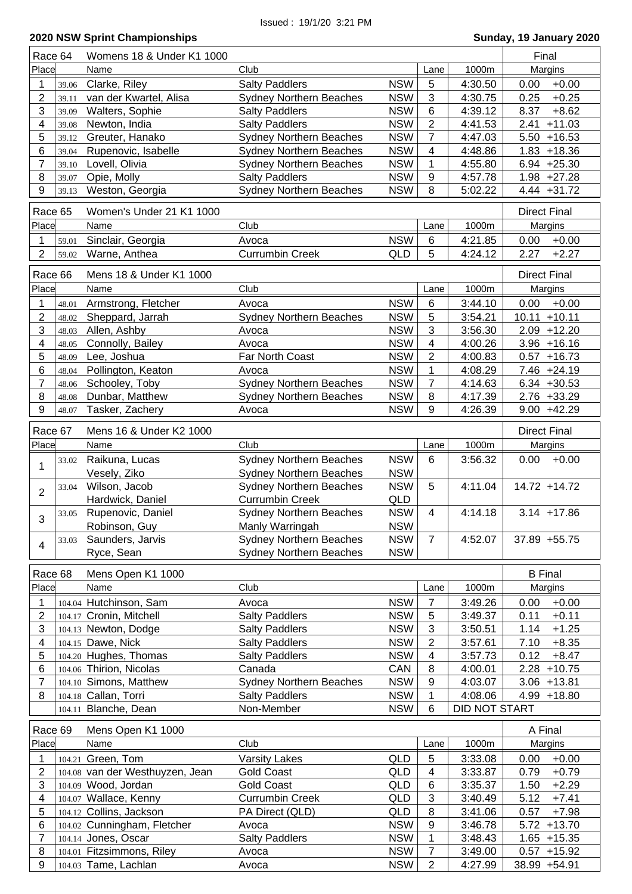Issued : 19/1/20 3:21 PM

## 2020 NSW Sprint Championships

**Sunday, 19 January 2020**

### Race 64 — Womens 18 & Under K1 1000 — Final

| Place | | Name | Club | | Lane | 1000m | Margins | |
|---|---|---|---|---|---|---|---|---|
| 1 | 39.06 | Clarke, Riley | Salty Paddlers | NSW | 5 | 4:30.50 | 0.00 | +0.00 |
| 2 | 39.11 | van der Kwartel, Alisa | Sydney Northern Beaches | NSW | 3 | 4:30.75 | 0.25 | +0.25 |
| 3 | 39.09 | Walters, Sophie | Salty Paddlers | NSW | 6 | 4:39.12 | 8.37 | +8.62 |
| 4 | 39.08 | Newton, India | Salty Paddlers | NSW | 2 | 4:41.53 | 2.41 | +11.03 |
| 5 | 39.12 | Greuter, Hanako | Sydney Northern Beaches | NSW | 7 | 4:47.03 | 5.50 | +16.53 |
| 6 | 39.04 | Rupenovic, Isabelle | Sydney Northern Beaches | NSW | 4 | 4:48.86 | 1.83 | +18.36 |
| 7 | 39.10 | Lovell, Olivia | Sydney Northern Beaches | NSW | 1 | 4:55.80 | 6.94 | +25.30 |
| 8 | 39.07 | Opie, Molly | Salty Paddlers | NSW | 9 | 4:57.78 | 1.98 | +27.28 |
| 9 | 39.13 | Weston, Georgia | Sydney Northern Beaches | NSW | 8 | 5:02.22 | 4.44 | +31.72 |

### Race 65 — Women's Under 21 K1 1000 — Direct Final

| Place | | Name | Club | | Lane | 1000m | Margins | |
|---|---|---|---|---|---|---|---|---|
| 1 | 59.01 | Sinclair, Georgia | Avoca | NSW | 6 | 4:21.85 | 0.00 | +0.00 |
| 2 | 59.02 | Warne, Anthea | Currumbin Creek | QLD | 5 | 4:24.12 | 2.27 | +2.27 |

### Race 66 — Mens 18 & Under K1 1000 — Direct Final

| Place | | Name | Club | | Lane | 1000m | Margins | |
|---|---|---|---|---|---|---|---|---|
| 1 | 48.01 | Armstrong, Fletcher | Avoca | NSW | 6 | 3:44.10 | 0.00 | +0.00 |
| 2 | 48.02 | Sheppard, Jarrah | Sydney Northern Beaches | NSW | 5 | 3:54.21 | 10.11 | +10.11 |
| 3 | 48.03 | Allen, Ashby | Avoca | NSW | 3 | 3:56.30 | 2.09 | +12.20 |
| 4 | 48.05 | Connolly, Bailey | Avoca | NSW | 4 | 4:00.26 | 3.96 | +16.16 |
| 5 | 48.09 | Lee, Joshua | Far North Coast | NSW | 2 | 4:00.83 | 0.57 | +16.73 |
| 6 | 48.04 | Pollington, Keaton | Avoca | NSW | 1 | 4:08.29 | 7.46 | +24.19 |
| 7 | 48.06 | Schooley, Toby | Sydney Northern Beaches | NSW | 7 | 4:14.63 | 6.34 | +30.53 |
| 8 | 48.08 | Dunbar, Matthew | Sydney Northern Beaches | NSW | 8 | 4:17.39 | 2.76 | +33.29 |
| 9 | 48.07 | Tasker, Zachery | Avoca | NSW | 9 | 4:26.39 | 9.00 | +42.29 |

### Race 67 — Mens 16 & Under K2 1000 — Direct Final

| Place | | Name | Club | | Lane | 1000m | Margins | |
|---|---|---|---|---|---|---|---|---|
| 1 | 33.02 | Raikuna, Lucas | Sydney Northern Beaches | NSW | 6 | 3:56.32 | 0.00 | +0.00 |
| | | Vesely, Ziko | Sydney Northern Beaches | NSW | | | | |
| 2 | 33.04 | Wilson, Jacob | Sydney Northern Beaches | NSW | 5 | 4:11.04 | 14.72 | +14.72 |
| | | Hardwick, Daniel | Currumbin Creek | QLD | | | | |
| 3 | 33.05 | Rupenovic, Daniel | Sydney Northern Beaches | NSW | 4 | 4:14.18 | 3.14 | +17.86 |
| | | Robinson, Guy | Manly Warringah | NSW | | | | |
| 4 | 33.03 | Saunders, Jarvis | Sydney Northern Beaches | NSW | 7 | 4:52.07 | 37.89 | +55.75 |
| | | Ryce, Sean | Sydney Northern Beaches | NSW | | | | |

### Race 68 — Mens Open K1 1000 — B Final

| Place | | Name | Club | | Lane | 1000m | Margins | |
|---|---|---|---|---|---|---|---|---|
| 1 | 104.04 | Hutchinson, Sam | Avoca | NSW | 7 | 3:49.26 | 0.00 | +0.00 |
| 2 | 104.17 | Cronin, Mitchell | Salty Paddlers | NSW | 5 | 3:49.37 | 0.11 | +0.11 |
| 3 | 104.13 | Newton, Dodge | Salty Paddlers | NSW | 3 | 3:50.51 | 1.14 | +1.25 |
| 4 | 104.15 | Dawe, Nick | Salty Paddlers | NSW | 2 | 3:57.61 | 7.10 | +8.35 |
| 5 | 104.20 | Hughes, Thomas | Salty Paddlers | NSW | 4 | 3:57.73 | 0.12 | +8.47 |
| 6 | 104.06 | Thirion, Nicolas | Canada | CAN | 8 | 4:00.01 | 2.28 | +10.75 |
| 7 | 104.10 | Simons, Matthew | Sydney Northern Beaches | NSW | 9 | 4:03.07 | 3.06 | +13.81 |
| 8 | 104.18 | Callan, Torri | Salty Paddlers | NSW | 1 | 4:08.06 | 4.99 | +18.80 |
| | 104.11 | Blanche, Dean | Non-Member | NSW | 6 | DID NOT START | | |

### Race 69 — Mens Open K1 1000 — A Final

| Place | | Name | Club | | Lane | 1000m | Margins | |
|---|---|---|---|---|---|---|---|---|
| 1 | 104.21 | Green, Tom | Varsity Lakes | QLD | 5 | 3:33.08 | 0.00 | +0.00 |
| 2 | 104.08 | van der Westhuyzen, Jean | Gold Coast | QLD | 4 | 3:33.87 | 0.79 | +0.79 |
| 3 | 104.09 | Wood, Jordan | Gold Coast | QLD | 6 | 3:35.37 | 1.50 | +2.29 |
| 4 | 104.07 | Wallace, Kenny | Currumbin Creek | QLD | 3 | 3:40.49 | 5.12 | +7.41 |
| 5 | 104.12 | Collins, Jackson | PA Direct (QLD) | QLD | 8 | 3:41.06 | 0.57 | +7.98 |
| 6 | 104.02 | Cunningham, Fletcher | Avoca | NSW | 9 | 3:46.78 | 5.72 | +13.70 |
| 7 | 104.14 | Jones, Oscar | Salty Paddlers | NSW | 1 | 3:48.43 | 1.65 | +15.35 |
| 8 | 104.01 | Fitzsimmons, Riley | Avoca | NSW | 7 | 3:49.00 | 0.57 | +15.92 |
| 9 | 104.03 | Tame, Lachlan | Avoca | NSW | 2 | 4:27.99 | 38.99 | +54.91 |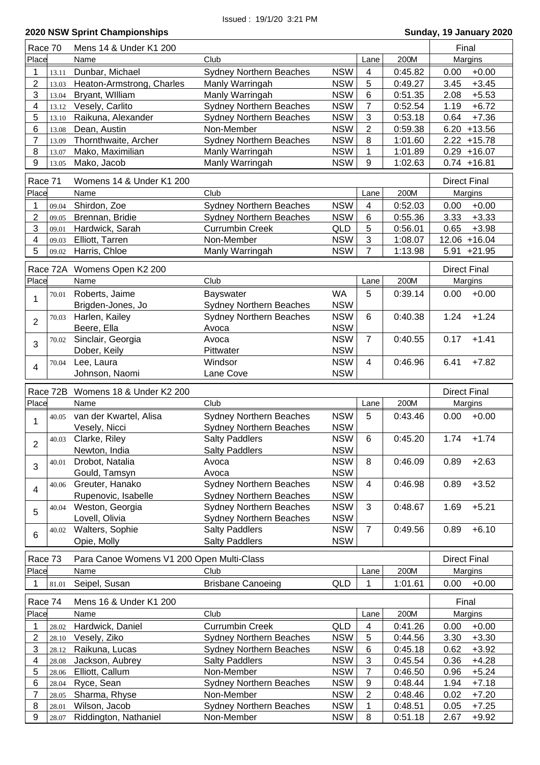Issued : 19/1/20 3:21 PM

**2020 NSW Sprint Championships** — **Sunday, 19 January 2020**

**Race 70 — Mens 14 & Under K1 200 — Final**

| Place | | Name | Club | | Lane | 200M | Margins | |
|---|---|---|---|---|---|---|---|---|
| 1 | 13.11 | Dunbar, Michael | Sydney Northern Beaches | NSW | 4 | 0:45.82 | 0.00 | +0.00 |
| 2 | 13.03 | Heaton-Armstrong, Charles | Manly Warringah | NSW | 5 | 0:49.27 | 3.45 | +3.45 |
| 3 | 13.04 | Bryant, WIlliam | Manly Warringah | NSW | 6 | 0:51.35 | 2.08 | +5.53 |
| 4 | 13.12 | Vesely, Carlito | Sydney Northern Beaches | NSW | 7 | 0:52.54 | 1.19 | +6.72 |
| 5 | 13.10 | Raikuna, Alexander | Sydney Northern Beaches | NSW | 3 | 0:53.18 | 0.64 | +7.36 |
| 6 | 13.08 | Dean, Austin | Non-Member | NSW | 2 | 0:59.38 | 6.20 | +13.56 |
| 7 | 13.09 | Thornthwaite, Archer | Sydney Northern Beaches | NSW | 8 | 1:01.60 | 2.22 | +15.78 |
| 8 | 13.07 | Mako, Maximilian | Manly Warringah | NSW | 1 | 1:01.89 | 0.29 | +16.07 |
| 9 | 13.05 | Mako, Jacob | Manly Warringah | NSW | 9 | 1:02.63 | 0.74 | +16.81 |

**Race 71 — Womens 14 & Under K1 200 — Direct Final**

| Place | | Name | Club | | Lane | 200M | Margins | |
|---|---|---|---|---|---|---|---|---|
| 1 | 09.04 | Shirdon, Zoe | Sydney Northern Beaches | NSW | 4 | 0:52.03 | 0.00 | +0.00 |
| 2 | 09.05 | Brennan, Bridie | Sydney Northern Beaches | NSW | 6 | 0:55.36 | 3.33 | +3.33 |
| 3 | 09.01 | Hardwick, Sarah | Currumbin Creek | QLD | 5 | 0:56.01 | 0.65 | +3.98 |
| 4 | 09.03 | Elliott, Tarren | Non-Member | NSW | 3 | 1:08.07 | 12.06 | +16.04 |
| 5 | 09.02 | Harris, Chloe | Manly Warringah | NSW | 7 | 1:13.98 | 5.91 | +21.95 |

**Race 72A — Womens Open K2 200 — Direct Final**

| Place | | Name | Club | | Lane | 200M | Margins | |
|---|---|---|---|---|---|---|---|---|
| 1 | 70.01 | Roberts, Jaime | Bayswater | WA | 5 | 0:39.14 | 0.00 | +0.00 |
| | | Brigden-Jones, Jo | Sydney Northern Beaches | NSW | | | | |
| 2 | 70.03 | Harlen, Kailey | Sydney Northern Beaches | NSW | 6 | 0:40.38 | 1.24 | +1.24 |
| | | Beere, Ella | Avoca | NSW | | | | |
| 3 | 70.02 | Sinclair, Georgia | Avoca | NSW | 7 | 0:40.55 | 0.17 | +1.41 |
| | | Dober, Keily | Pittwater | NSW | | | | |
| 4 | 70.04 | Lee, Laura | Windsor | NSW | 4 | 0:46.96 | 6.41 | +7.82 |
| | | Johnson, Naomi | Lane Cove | NSW | | | | |

**Race 72B — Womens 18 & Under K2 200 — Direct Final**

| Place | | Name | Club | | Lane | 200M | Margins | |
|---|---|---|---|---|---|---|---|---|
| 1 | 40.05 | van der Kwartel, Alisa | Sydney Northern Beaches | NSW | 5 | 0:43.46 | 0.00 | +0.00 |
| | | Vesely, Nicci | Sydney Northern Beaches | NSW | | | | |
| 2 | 40.03 | Clarke, Riley | Salty Paddlers | NSW | 6 | 0:45.20 | 1.74 | +1.74 |
| | | Newton, India | Salty Paddlers | NSW | | | | |
| 3 | 40.01 | Drobot, Natalia | Avoca | NSW | 8 | 0:46.09 | 0.89 | +2.63 |
| | | Gould, Tamsyn | Avoca | NSW | | | | |
| 4 | 40.06 | Greuter, Hanako | Sydney Northern Beaches | NSW | 4 | 0:46.98 | 0.89 | +3.52 |
| | | Rupenovic, Isabelle | Sydney Northern Beaches | NSW | | | | |
| 5 | 40.04 | Weston, Georgia | Sydney Northern Beaches | NSW | 3 | 0:48.67 | 1.69 | +5.21 |
| | | Lovell, Olivia | Sydney Northern Beaches | NSW | | | | |
| 6 | 40.02 | Walters, Sophie | Salty Paddlers | NSW | 7 | 0:49.56 | 0.89 | +6.10 |
| | | Opie, Molly | Salty Paddlers | NSW | | | | |

**Race 73 — Para Canoe Womens V1 200 Open Multi-Class — Direct Final**

| Place | | Name | Club | | Lane | 200M | Margins | |
|---|---|---|---|---|---|---|---|---|
| 1 | 81.01 | Seipel, Susan | Brisbane Canoeing | QLD | 1 | 1:01.61 | 0.00 | +0.00 |

**Race 74 — Mens 16 & Under K1 200 — Final**

| Place | | Name | Club | | Lane | 200M | Margins | |
|---|---|---|---|---|---|---|---|---|
| 1 | 28.02 | Hardwick, Daniel | Currumbin Creek | QLD | 4 | 0:41.26 | 0.00 | +0.00 |
| 2 | 28.10 | Vesely, Ziko | Sydney Northern Beaches | NSW | 5 | 0:44.56 | 3.30 | +3.30 |
| 3 | 28.12 | Raikuna, Lucas | Sydney Northern Beaches | NSW | 6 | 0:45.18 | 0.62 | +3.92 |
| 4 | 28.08 | Jackson, Aubrey | Salty Paddlers | NSW | 3 | 0:45.54 | 0.36 | +4.28 |
| 5 | 28.06 | Elliott, Callum | Non-Member | NSW | 7 | 0:46.50 | 0.96 | +5.24 |
| 6 | 28.04 | Ryce, Sean | Sydney Northern Beaches | NSW | 9 | 0:48.44 | 1.94 | +7.18 |
| 7 | 28.05 | Sharma, Rhyse | Non-Member | NSW | 2 | 0:48.46 | 0.02 | +7.20 |
| 8 | 28.01 | Wilson, Jacob | Sydney Northern Beaches | NSW | 1 | 0:48.51 | 0.05 | +7.25 |
| 9 | 28.07 | Riddington, Nathaniel | Non-Member | NSW | 8 | 0:51.18 | 2.67 | +9.92 |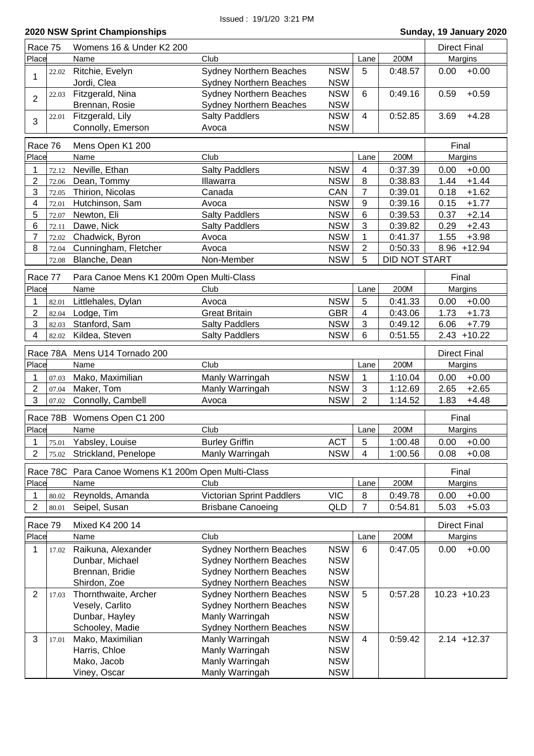Issued : 19/1/20 3:21 PM

**2020 NSW Sprint Championships** — **Sunday, 19 January 2020**

| Race 75 | | Womens 16 & Under K2 200 | | | | | Direct Final | |
|---|---|---|---|---|---|---|---|---|
| Place | | Name | Club | | Lane | 200M | Margins | |
| 1 | 22.02 | Ritchie, Evelyn | Sydney Northern Beaches | NSW | 5 | 0:48.57 | 0.00 | +0.00 |
| | | Jordi, Clea | Sydney Northern Beaches | NSW | | | | |
| 2 | 22.03 | Fitzgerald, Nina | Sydney Northern Beaches | NSW | 6 | 0:49.16 | 0.59 | +0.59 |
| | | Brennan, Rosie | Sydney Northern Beaches | NSW | | | | |
| 3 | 22.01 | Fitzgerald, Lily | Salty Paddlers | NSW | 4 | 0:52.85 | 3.69 | +4.28 |
| | | Connolly, Emerson | Avoca | NSW | | | | |

| Race 76 | | Mens Open K1 200 | | | | | Final | |
|---|---|---|---|---|---|---|---|---|
| Place | | Name | Club | | Lane | 200M | Margins | |
| 1 | 72.12 | Neville, Ethan | Salty Paddlers | NSW | 4 | 0:37.39 | 0.00 | +0.00 |
| 2 | 72.06 | Dean, Tommy | Illawarra | NSW | 8 | 0:38.83 | 1.44 | +1.44 |
| 3 | 72.05 | Thirion, Nicolas | Canada | CAN | 7 | 0:39.01 | 0.18 | +1.62 |
| 4 | 72.01 | Hutchinson, Sam | Avoca | NSW | 9 | 0:39.16 | 0.15 | +1.77 |
| 5 | 72.07 | Newton, Eli | Salty Paddlers | NSW | 6 | 0:39.53 | 0.37 | +2.14 |
| 6 | 72.11 | Dawe, Nick | Salty Paddlers | NSW | 3 | 0:39.82 | 0.29 | +2.43 |
| 7 | 72.02 | Chadwick, Byron | Avoca | NSW | 1 | 0:41.37 | 1.55 | +3.98 |
| 8 | 72.04 | Cunningham, Fletcher | Avoca | NSW | 2 | 0:50.33 | 8.96 | +12.94 |
| | 72.08 | Blanche, Dean | Non-Member | NSW | 5 | DID NOT START | | |

| Race 77 | | Para Canoe Mens K1 200m Open Multi-Class | | | | | Final | |
|---|---|---|---|---|---|---|---|---|
| Place | | Name | Club | | Lane | 200M | Margins | |
| 1 | 82.01 | Littlehales, Dylan | Avoca | NSW | 5 | 0:41.33 | 0.00 | +0.00 |
| 2 | 82.04 | Lodge, Tim | Great Britain | GBR | 4 | 0:43.06 | 1.73 | +1.73 |
| 3 | 82.03 | Stanford, Sam | Salty Paddlers | NSW | 3 | 0:49.12 | 6.06 | +7.79 |
| 4 | 82.02 | Kildea, Steven | Salty Paddlers | NSW | 6 | 0:51.55 | 2.43 | +10.22 |

| Race 78A | | Mens U14 Tornado 200 | | | | | Direct Final | |
|---|---|---|---|---|---|---|---|---|
| Place | | Name | Club | | Lane | 200M | Margins | |
| 1 | 07.03 | Mako, Maximilian | Manly Warringah | NSW | 1 | 1:10.04 | 0.00 | +0.00 |
| 2 | 07.04 | Maker, Tom | Manly Warringah | NSW | 3 | 1:12.69 | 2.65 | +2.65 |
| 3 | 07.02 | Connolly, Cambell | Avoca | NSW | 2 | 1:14.52 | 1.83 | +4.48 |

| Race 78B | | Womens Open C1 200 | | | | | Final | |
|---|---|---|---|---|---|---|---|---|
| Place | | Name | Club | | Lane | 200M | Margins | |
| 1 | 75.01 | Yabsley, Louise | Burley Griffin | ACT | 5 | 1:00.48 | 0.00 | +0.00 |
| 2 | 75.02 | Strickland, Penelope | Manly Warringah | NSW | 4 | 1:00.56 | 0.08 | +0.08 |

| Race 78C | | Para Canoe Womens K1 200m Open Multi-Class | | | | | Final | |
|---|---|---|---|---|---|---|---|---|
| Place | | Name | Club | | Lane | 200M | Margins | |
| 1 | 80.02 | Reynolds, Amanda | Victorian Sprint Paddlers | VIC | 8 | 0:49.78 | 0.00 | +0.00 |
| 2 | 80.01 | Seipel, Susan | Brisbane Canoeing | QLD | 7 | 0:54.81 | 5.03 | +5.03 |

| Race 79 | | Mixed K4 200 14 | | | | | Direct Final | |
|---|---|---|---|---|---|---|---|---|
| Place | | Name | Club | | Lane | 200M | Margins | |
| 1 | 17.02 | Raikuna, Alexander | Sydney Northern Beaches | NSW | 6 | 0:47.05 | 0.00 | +0.00 |
| | | Dunbar, Michael | Sydney Northern Beaches | NSW | | | | |
| | | Brennan, Bridie | Sydney Northern Beaches | NSW | | | | |
| | | Shirdon, Zoe | Sydney Northern Beaches | NSW | | | | |
| 2 | 17.03 | Thornthwaite, Archer | Sydney Northern Beaches | NSW | 5 | 0:57.28 | 10.23 | +10.23 |
| | | Vesely, Carlito | Sydney Northern Beaches | NSW | | | | |
| | | Dunbar, Hayley | Manly Warringah | NSW | | | | |
| | | Schooley, Madie | Sydney Northern Beaches | NSW | | | | |
| 3 | 17.01 | Mako, Maximilian | Manly Warringah | NSW | 4 | 0:59.42 | 2.14 | +12.37 |
| | | Harris, Chloe | Manly Warringah | NSW | | | | |
| | | Mako, Jacob | Manly Warringah | NSW | | | | |
| | | Viney, Oscar | Manly Warringah | NSW | | | | |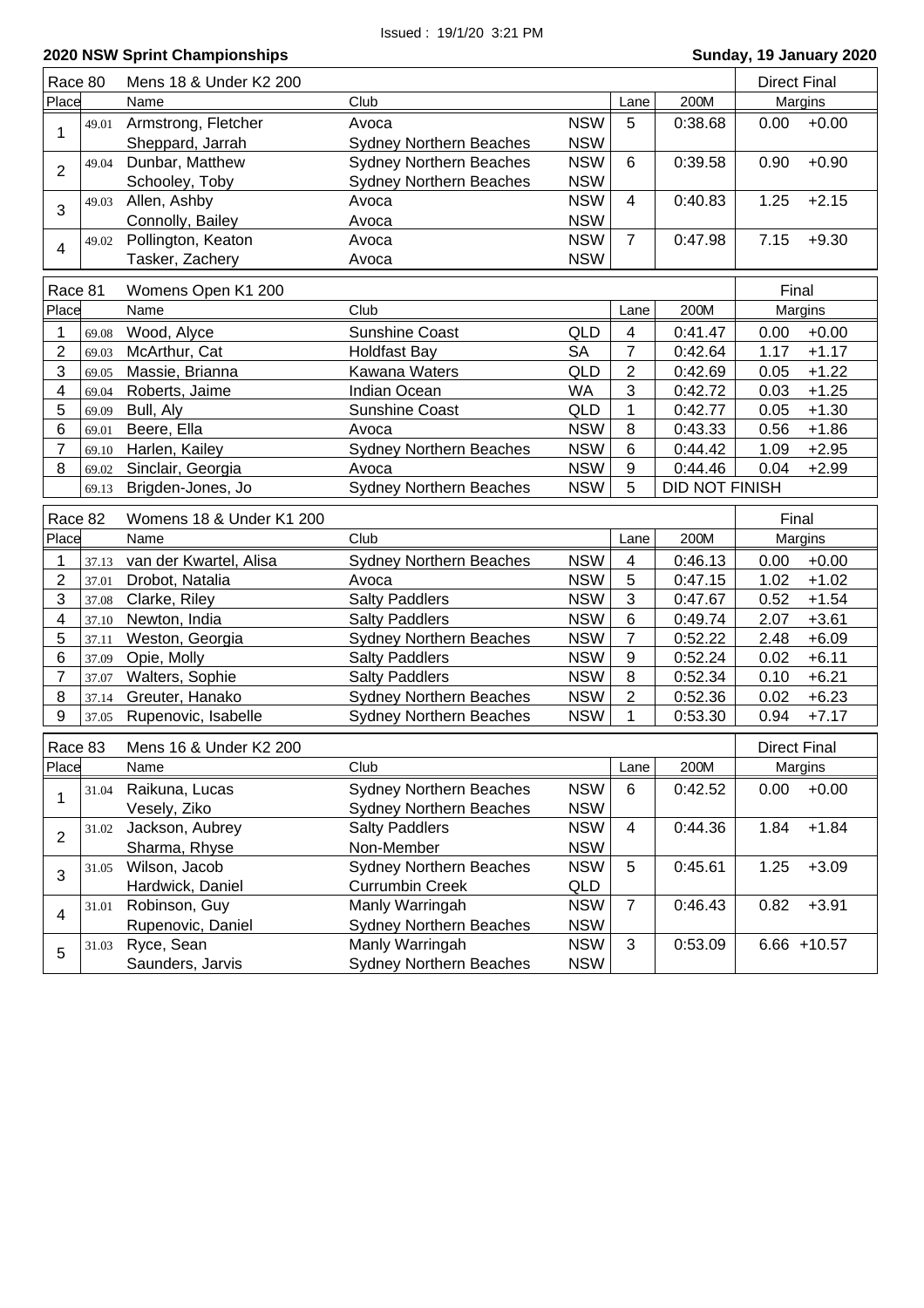Issued : 19/1/20 3:21 PM

## 2020 NSW Sprint Championships

**Sunday, 19 January 2020**

| Race 80 | | Mens 18 & Under K2 200 | | | | | Direct Final | |
|---|---|---|---|---|---|---|---|---|
| Place | | Name | Club | | Lane | 200M | Margins | |
| 1 | 49.01 | Armstrong, Fletcher | Avoca | NSW | 5 | 0:38.68 | 0.00 | +0.00 |
| | | Sheppard, Jarrah | Sydney Northern Beaches | NSW | | | | |
| 2 | 49.04 | Dunbar, Matthew | Sydney Northern Beaches | NSW | 6 | 0:39.58 | 0.90 | +0.90 |
| | | Schooley, Toby | Sydney Northern Beaches | NSW | | | | |
| 3 | 49.03 | Allen, Ashby | Avoca | NSW | 4 | 0:40.83 | 1.25 | +2.15 |
| | | Connolly, Bailey | Avoca | NSW | | | | |
| 4 | 49.02 | Pollington, Keaton | Avoca | NSW | 7 | 0:47.98 | 7.15 | +9.30 |
| | | Tasker, Zachery | Avoca | NSW | | | | |

| Race 81 | | Womens Open K1 200 | | | | | Final | |
|---|---|---|---|---|---|---|---|---|
| Place | | Name | Club | | Lane | 200M | Margins | |
| 1 | 69.08 | Wood, Alyce | Sunshine Coast | QLD | 4 | 0:41.47 | 0.00 | +0.00 |
| 2 | 69.03 | McArthur, Cat | Holdfast Bay | SA | 7 | 0:42.64 | 1.17 | +1.17 |
| 3 | 69.05 | Massie, Brianna | Kawana Waters | QLD | 2 | 0:42.69 | 0.05 | +1.22 |
| 4 | 69.04 | Roberts, Jaime | Indian Ocean | WA | 3 | 0:42.72 | 0.03 | +1.25 |
| 5 | 69.09 | Bull, Aly | Sunshine Coast | QLD | 1 | 0:42.77 | 0.05 | +1.30 |
| 6 | 69.01 | Beere, Ella | Avoca | NSW | 8 | 0:43.33 | 0.56 | +1.86 |
| 7 | 69.10 | Harlen, Kailey | Sydney Northern Beaches | NSW | 6 | 0:44.42 | 1.09 | +2.95 |
| 8 | 69.02 | Sinclair, Georgia | Avoca | NSW | 9 | 0:44.46 | 0.04 | +2.99 |
| | 69.13 | Brigden-Jones, Jo | Sydney Northern Beaches | NSW | 5 | DID NOT FINISH | | |

| Race 82 | | Womens 18 & Under K1 200 | | | | | Final | |
|---|---|---|---|---|---|---|---|---|
| Place | | Name | Club | | Lane | 200M | Margins | |
| 1 | 37.13 | van der Kwartel, Alisa | Sydney Northern Beaches | NSW | 4 | 0:46.13 | 0.00 | +0.00 |
| 2 | 37.01 | Drobot, Natalia | Avoca | NSW | 5 | 0:47.15 | 1.02 | +1.02 |
| 3 | 37.08 | Clarke, Riley | Salty Paddlers | NSW | 3 | 0:47.67 | 0.52 | +1.54 |
| 4 | 37.10 | Newton, India | Salty Paddlers | NSW | 6 | 0:49.74 | 2.07 | +3.61 |
| 5 | 37.11 | Weston, Georgia | Sydney Northern Beaches | NSW | 7 | 0:52.22 | 2.48 | +6.09 |
| 6 | 37.09 | Opie, Molly | Salty Paddlers | NSW | 9 | 0:52.24 | 0.02 | +6.11 |
| 7 | 37.07 | Walters, Sophie | Salty Paddlers | NSW | 8 | 0:52.34 | 0.10 | +6.21 |
| 8 | 37.14 | Greuter, Hanako | Sydney Northern Beaches | NSW | 2 | 0:52.36 | 0.02 | +6.23 |
| 9 | 37.05 | Rupenovic, Isabelle | Sydney Northern Beaches | NSW | 1 | 0:53.30 | 0.94 | +7.17 |

| Race 83 | | Mens 16 & Under K2 200 | | | | | Direct Final | |
|---|---|---|---|---|---|---|---|---|
| Place | | Name | Club | | Lane | 200M | Margins | |
| 1 | 31.04 | Raikuna, Lucas | Sydney Northern Beaches | NSW | 6 | 0:42.52 | 0.00 | +0.00 |
| | | Vesely, Ziko | Sydney Northern Beaches | NSW | | | | |
| 2 | 31.02 | Jackson, Aubrey | Salty Paddlers | NSW | 4 | 0:44.36 | 1.84 | +1.84 |
| | | Sharma, Rhyse | Non-Member | NSW | | | | |
| 3 | 31.05 | Wilson, Jacob | Sydney Northern Beaches | NSW | 5 | 0:45.61 | 1.25 | +3.09 |
| | | Hardwick, Daniel | Currumbin Creek | QLD | | | | |
| 4 | 31.01 | Robinson, Guy | Manly Warringah | NSW | 7 | 0:46.43 | 0.82 | +3.91 |
| | | Rupenovic, Daniel | Sydney Northern Beaches | NSW | | | | |
| 5 | 31.03 | Ryce, Sean | Manly Warringah | NSW | 3 | 0:53.09 | 6.66 | +10.57 |
| | | Saunders, Jarvis | Sydney Northern Beaches | NSW | | | | |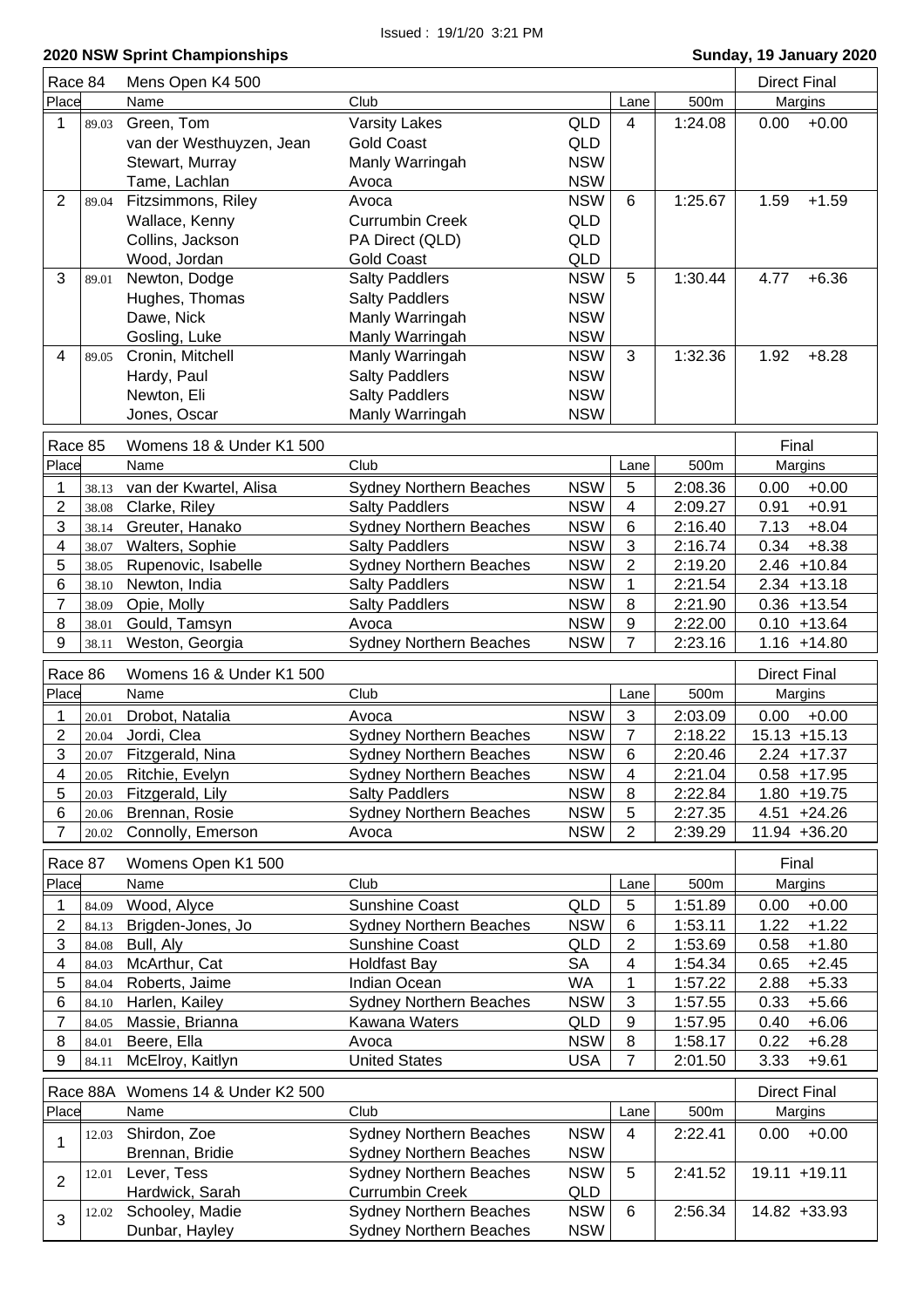Issued : 19/1/20 3:21 PM

## 2020 NSW Sprint Championships

**Sunday, 19 January 2020**

| Race 84 | | Mens Open K4 500 | | | | | Direct Final | |
|---|---|---|---|---|---|---|---|---|
| Place | | Name | Club | | Lane | 500m | Margins | |
| 1 | 89.03 | Green, Tom | Varsity Lakes | QLD | 4 | 1:24.08 | 0.00 | +0.00 |
| | | van der Westhuyzen, Jean | Gold Coast | QLD | | | | |
| | | Stewart, Murray | Manly Warringah | NSW | | | | |
| | | Tame, Lachlan | Avoca | NSW | | | | |
| 2 | 89.04 | Fitzsimmons, Riley | Avoca | NSW | 6 | 1:25.67 | 1.59 | +1.59 |
| | | Wallace, Kenny | Currumbin Creek | QLD | | | | |
| | | Collins, Jackson | PA Direct (QLD) | QLD | | | | |
| | | Wood, Jordan | Gold Coast | QLD | | | | |
| 3 | 89.01 | Newton, Dodge | Salty Paddlers | NSW | 5 | 1:30.44 | 4.77 | +6.36 |
| | | Hughes, Thomas | Salty Paddlers | NSW | | | | |
| | | Dawe, Nick | Manly Warringah | NSW | | | | |
| | | Gosling, Luke | Manly Warringah | NSW | | | | |
| 4 | 89.05 | Cronin, Mitchell | Manly Warringah | NSW | 3 | 1:32.36 | 1.92 | +8.28 |
| | | Hardy, Paul | Salty Paddlers | NSW | | | | |
| | | Newton, Eli | Salty Paddlers | NSW | | | | |
| | | Jones, Oscar | Manly Warringah | NSW | | | | |

| Race 85 | | Womens 18 & Under K1 500 | | | | | Final | |
|---|---|---|---|---|---|---|---|---|
| Place | | Name | Club | | Lane | 500m | Margins | |
| 1 | 38.13 | van der Kwartel, Alisa | Sydney Northern Beaches | NSW | 5 | 2:08.36 | 0.00 | +0.00 |
| 2 | 38.08 | Clarke, Riley | Salty Paddlers | NSW | 4 | 2:09.27 | 0.91 | +0.91 |
| 3 | 38.14 | Greuter, Hanako | Sydney Northern Beaches | NSW | 6 | 2:16.40 | 7.13 | +8.04 |
| 4 | 38.07 | Walters, Sophie | Salty Paddlers | NSW | 3 | 2:16.74 | 0.34 | +8.38 |
| 5 | 38.05 | Rupenovic, Isabelle | Sydney Northern Beaches | NSW | 2 | 2:19.20 | 2.46 | +10.84 |
| 6 | 38.10 | Newton, India | Salty Paddlers | NSW | 1 | 2:21.54 | 2.34 | +13.18 |
| 7 | 38.09 | Opie, Molly | Salty Paddlers | NSW | 8 | 2:21.90 | 0.36 | +13.54 |
| 8 | 38.01 | Gould, Tamsyn | Avoca | NSW | 9 | 2:22.00 | 0.10 | +13.64 |
| 9 | 38.11 | Weston, Georgia | Sydney Northern Beaches | NSW | 7 | 2:23.16 | 1.16 | +14.80 |

| Race 86 | | Womens 16 & Under K1 500 | | | | | Direct Final | |
|---|---|---|---|---|---|---|---|---|
| Place | | Name | Club | | Lane | 500m | Margins | |
| 1 | 20.01 | Drobot, Natalia | Avoca | NSW | 3 | 2:03.09 | 0.00 | +0.00 |
| 2 | 20.04 | Jordi, Clea | Sydney Northern Beaches | NSW | 7 | 2:18.22 | 15.13 | +15.13 |
| 3 | 20.07 | Fitzgerald, Nina | Sydney Northern Beaches | NSW | 6 | 2:20.46 | 2.24 | +17.37 |
| 4 | 20.05 | Ritchie, Evelyn | Sydney Northern Beaches | NSW | 4 | 2:21.04 | 0.58 | +17.95 |
| 5 | 20.03 | Fitzgerald, Lily | Salty Paddlers | NSW | 8 | 2:22.84 | 1.80 | +19.75 |
| 6 | 20.06 | Brennan, Rosie | Sydney Northern Beaches | NSW | 5 | 2:27.35 | 4.51 | +24.26 |
| 7 | 20.02 | Connolly, Emerson | Avoca | NSW | 2 | 2:39.29 | 11.94 | +36.20 |

| Race 87 | | Womens Open K1 500 | | | | | Final | |
|---|---|---|---|---|---|---|---|---|
| Place | | Name | Club | | Lane | 500m | Margins | |
| 1 | 84.09 | Wood, Alyce | Sunshine Coast | QLD | 5 | 1:51.89 | 0.00 | +0.00 |
| 2 | 84.13 | Brigden-Jones, Jo | Sydney Northern Beaches | NSW | 6 | 1:53.11 | 1.22 | +1.22 |
| 3 | 84.08 | Bull, Aly | Sunshine Coast | QLD | 2 | 1:53.69 | 0.58 | +1.80 |
| 4 | 84.03 | McArthur, Cat | Holdfast Bay | SA | 4 | 1:54.34 | 0.65 | +2.45 |
| 5 | 84.04 | Roberts, Jaime | Indian Ocean | WA | 1 | 1:57.22 | 2.88 | +5.33 |
| 6 | 84.10 | Harlen, Kailey | Sydney Northern Beaches | NSW | 3 | 1:57.55 | 0.33 | +5.66 |
| 7 | 84.05 | Massie, Brianna | Kawana Waters | QLD | 9 | 1:57.95 | 0.40 | +6.06 |
| 8 | 84.01 | Beere, Ella | Avoca | NSW | 8 | 1:58.17 | 0.22 | +6.28 |
| 9 | 84.11 | McElroy, Kaitlyn | United States | USA | 7 | 2:01.50 | 3.33 | +9.61 |

| Race 88A | | Womens 14 & Under K2 500 | | | | | Direct Final | |
|---|---|---|---|---|---|---|---|---|
| Place | | Name | Club | | Lane | 500m | Margins | |
| 1 | 12.03 | Shirdon, Zoe | Sydney Northern Beaches | NSW | 4 | 2:22.41 | 0.00 | +0.00 |
| | | Brennan, Bridie | Sydney Northern Beaches | NSW | | | | |
| 2 | 12.01 | Lever, Tess | Sydney Northern Beaches | NSW | 5 | 2:41.52 | 19.11 | +19.11 |
| | | Hardwick, Sarah | Currumbin Creek | QLD | | | | |
| 3 | 12.02 | Schooley, Madie | Sydney Northern Beaches | NSW | 6 | 2:56.34 | 14.82 | +33.93 |
| | | Dunbar, Hayley | Sydney Northern Beaches | NSW | | | | |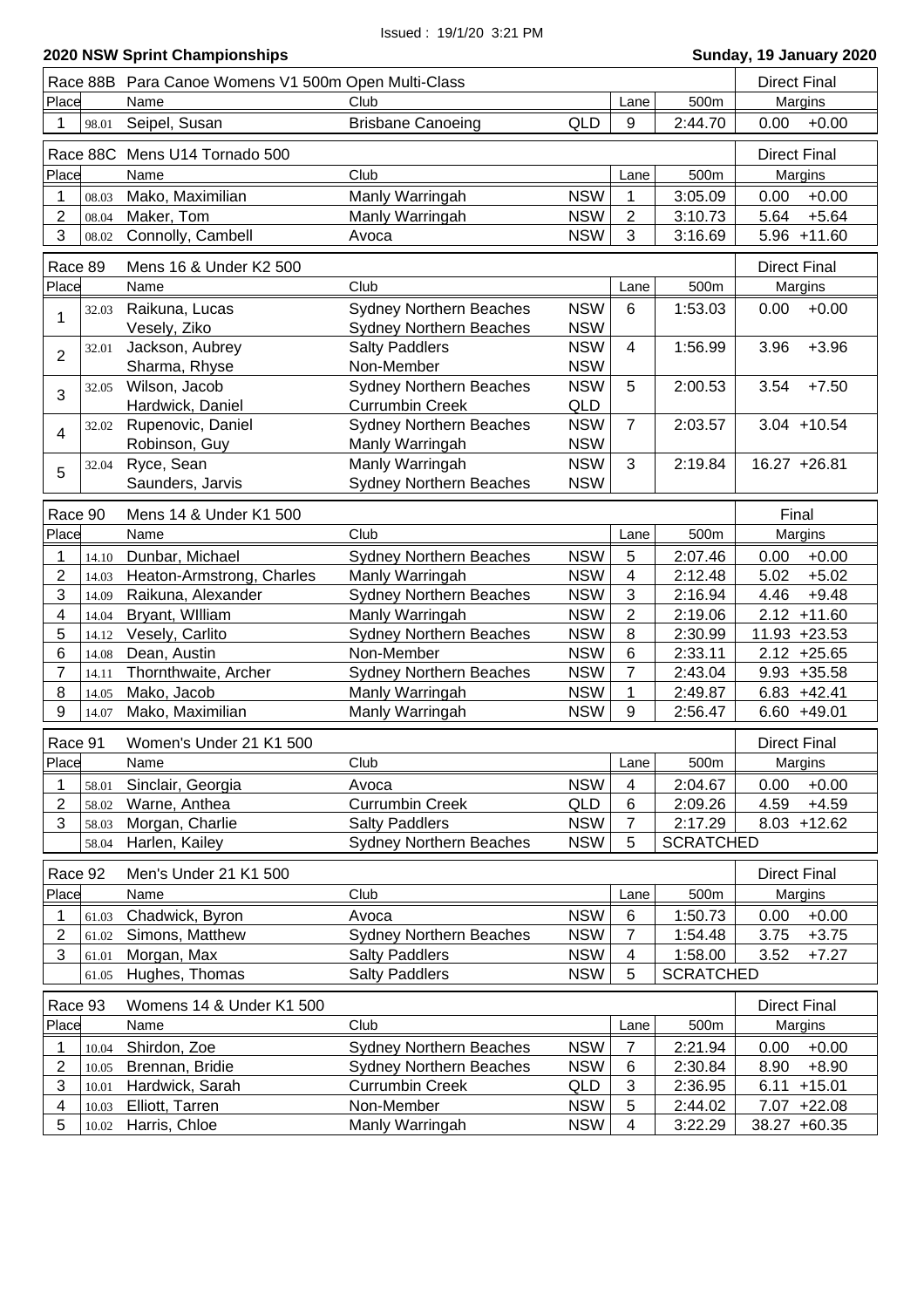Issued : 19/1/20 3:21 PM

## 2020 NSW Sprint Championships

**Sunday, 19 January 2020**

| Race 88B | | Para Canoe Womens V1 500m Open Multi-Class | | | | | Direct Final |
|---|---|---|---|---|---|---|---|
| Place | | Name | Club | | Lane | 500m | Margins |
| 1 | 98.01 | Seipel, Susan | Brisbane Canoeing | QLD | 9 | 2:44.70 | 0.00 +0.00 |

| Race 88C | | Mens U14 Tornado 500 | | | | | Direct Final |
|---|---|---|---|---|---|---|---|
| Place | | Name | Club | | Lane | 500m | Margins |
| 1 | 08.03 | Mako, Maximilian | Manly Warringah | NSW | 1 | 3:05.09 | 0.00 +0.00 |
| 2 | 08.04 | Maker, Tom | Manly Warringah | NSW | 2 | 3:10.73 | 5.64 +5.64 |
| 3 | 08.02 | Connolly, Cambell | Avoca | NSW | 3 | 3:16.69 | 5.96 +11.60 |

| Race 89 | | Mens 16 & Under K2 500 | | | | | Direct Final |
|---|---|---|---|---|---|---|---|
| Place | | Name | Club | | Lane | 500m | Margins |
| 1 | 32.03 | Raikuna, Lucas | Sydney Northern Beaches | NSW | 6 | 1:53.03 | 0.00 +0.00 |
| | | Vesely, Ziko | Sydney Northern Beaches | NSW | | | |
| 2 | 32.01 | Jackson, Aubrey | Salty Paddlers | NSW | 4 | 1:56.99 | 3.96 +3.96 |
| | | Sharma, Rhyse | Non-Member | NSW | | | |
| 3 | 32.05 | Wilson, Jacob | Sydney Northern Beaches | NSW | 5 | 2:00.53 | 3.54 +7.50 |
| | | Hardwick, Daniel | Currumbin Creek | QLD | | | |
| 4 | 32.02 | Rupenovic, Daniel | Sydney Northern Beaches | NSW | 7 | 2:03.57 | 3.04 +10.54 |
| | | Robinson, Guy | Manly Warringah | NSW | | | |
| 5 | 32.04 | Ryce, Sean | Manly Warringah | NSW | 3 | 2:19.84 | 16.27 +26.81 |
| | | Saunders, Jarvis | Sydney Northern Beaches | NSW | | | |

| Race 90 | | Mens 14 & Under K1 500 | | | | | Final |
|---|---|---|---|---|---|---|---|
| Place | | Name | Club | | Lane | 500m | Margins |
| 1 | 14.10 | Dunbar, Michael | Sydney Northern Beaches | NSW | 5 | 2:07.46 | 0.00 +0.00 |
| 2 | 14.03 | Heaton-Armstrong, Charles | Manly Warringah | NSW | 4 | 2:12.48 | 5.02 +5.02 |
| 3 | 14.09 | Raikuna, Alexander | Sydney Northern Beaches | NSW | 3 | 2:16.94 | 4.46 +9.48 |
| 4 | 14.04 | Bryant, WIlliam | Manly Warringah | NSW | 2 | 2:19.06 | 2.12 +11.60 |
| 5 | 14.12 | Vesely, Carlito | Sydney Northern Beaches | NSW | 8 | 2:30.99 | 11.93 +23.53 |
| 6 | 14.08 | Dean, Austin | Non-Member | NSW | 6 | 2:33.11 | 2.12 +25.65 |
| 7 | 14.11 | Thornthwaite, Archer | Sydney Northern Beaches | NSW | 7 | 2:43.04 | 9.93 +35.58 |
| 8 | 14.05 | Mako, Jacob | Manly Warringah | NSW | 1 | 2:49.87 | 6.83 +42.41 |
| 9 | 14.07 | Mako, Maximilian | Manly Warringah | NSW | 9 | 2:56.47 | 6.60 +49.01 |

| Race 91 | | Women's Under 21 K1 500 | | | | | Direct Final |
|---|---|---|---|---|---|---|---|
| Place | | Name | Club | | Lane | 500m | Margins |
| 1 | 58.01 | Sinclair, Georgia | Avoca | NSW | 4 | 2:04.67 | 0.00 +0.00 |
| 2 | 58.02 | Warne, Anthea | Currumbin Creek | QLD | 6 | 2:09.26 | 4.59 +4.59 |
| 3 | 58.03 | Morgan, Charlie | Salty Paddlers | NSW | 7 | 2:17.29 | 8.03 +12.62 |
| | 58.04 | Harlen, Kailey | Sydney Northern Beaches | NSW | 5 | SCRATCHED | |

| Race 92 | | Men's Under 21 K1 500 | | | | | Direct Final |
|---|---|---|---|---|---|---|---|
| Place | | Name | Club | | Lane | 500m | Margins |
| 1 | 61.03 | Chadwick, Byron | Avoca | NSW | 6 | 1:50.73 | 0.00 +0.00 |
| 2 | 61.02 | Simons, Matthew | Sydney Northern Beaches | NSW | 7 | 1:54.48 | 3.75 +3.75 |
| 3 | 61.01 | Morgan, Max | Salty Paddlers | NSW | 4 | 1:58.00 | 3.52 +7.27 |
| | 61.05 | Hughes, Thomas | Salty Paddlers | NSW | 5 | SCRATCHED | |

| Race 93 | | Womens 14 & Under K1 500 | | | | | Direct Final |
|---|---|---|---|---|---|---|---|
| Place | | Name | Club | | Lane | 500m | Margins |
| 1 | 10.04 | Shirdon, Zoe | Sydney Northern Beaches | NSW | 7 | 2:21.94 | 0.00 +0.00 |
| 2 | 10.05 | Brennan, Bridie | Sydney Northern Beaches | NSW | 6 | 2:30.84 | 8.90 +8.90 |
| 3 | 10.01 | Hardwick, Sarah | Currumbin Creek | QLD | 3 | 2:36.95 | 6.11 +15.01 |
| 4 | 10.03 | Elliott, Tarren | Non-Member | NSW | 5 | 2:44.02 | 7.07 +22.08 |
| 5 | 10.02 | Harris, Chloe | Manly Warringah | NSW | 4 | 3:22.29 | 38.27 +60.35 |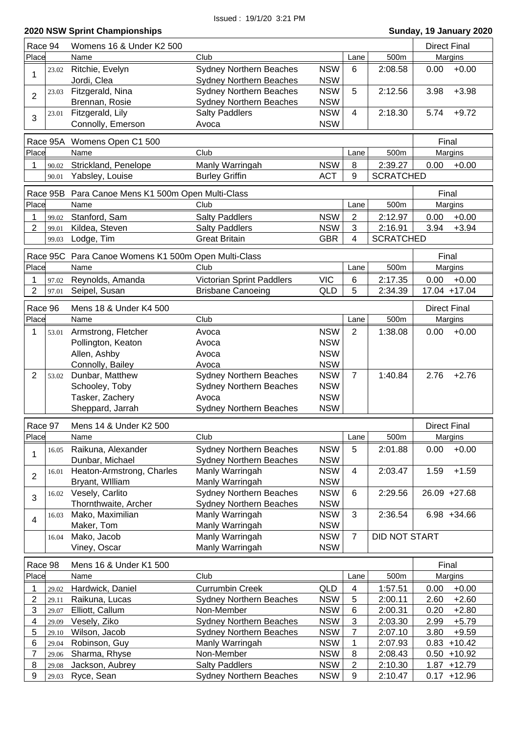Issued : 19/1/20 3:21 PM

## 2020 NSW Sprint Championships

**Sunday, 19 January 2020**

### Race 94 Womens 16 & Under K2 500 — Direct Final

| Place | | Name | Club | | Lane | 500m | Margins | |
|---|---|---|---|---|---|---|---|---|
| 1 | 23.02 | Ritchie, Evelyn | Sydney Northern Beaches | NSW | 6 | 2:08.58 | 0.00 | +0.00 |
| | | Jordi, Clea | Sydney Northern Beaches | NSW | | | | |
| 2 | 23.03 | Fitzgerald, Nina | Sydney Northern Beaches | NSW | 5 | 2:12.56 | 3.98 | +3.98 |
| | | Brennan, Rosie | Sydney Northern Beaches | NSW | | | | |
| 3 | 23.01 | Fitzgerald, Lily | Salty Paddlers | NSW | 4 | 2:18.30 | 5.74 | +9.72 |
| | | Connolly, Emerson | Avoca | NSW | | | | |

### Race 95A Womens Open C1 500 — Final

| Place | | Name | Club | | Lane | 500m | Margins | |
|---|---|---|---|---|---|---|---|---|
| 1 | 90.02 | Strickland, Penelope | Manly Warringah | NSW | 8 | 2:39.27 | 0.00 | +0.00 |
| | 90.01 | Yabsley, Louise | Burley Griffin | ACT | 9 | SCRATCHED | | |

### Race 95B Para Canoe Mens K1 500m Open Multi-Class — Final

| Place | | Name | Club | | Lane | 500m | Margins | |
|---|---|---|---|---|---|---|---|---|
| 1 | 99.02 | Stanford, Sam | Salty Paddlers | NSW | 2 | 2:12.97 | 0.00 | +0.00 |
| 2 | 99.01 | Kildea, Steven | Salty Paddlers | NSW | 3 | 2:16.91 | 3.94 | +3.94 |
| | 99.03 | Lodge, Tim | Great Britain | GBR | 4 | SCRATCHED | | |

### Race 95C Para Canoe Womens K1 500m Open Multi-Class — Final

| Place | | Name | Club | | Lane | 500m | Margins | |
|---|---|---|---|---|---|---|---|---|
| 1 | 97.02 | Reynolds, Amanda | Victorian Sprint Paddlers | VIC | 6 | 2:17.35 | 0.00 | +0.00 |
| 2 | 97.01 | Seipel, Susan | Brisbane Canoeing | QLD | 5 | 2:34.39 | 17.04 | +17.04 |

### Race 96 Mens 18 & Under K4 500 — Direct Final

| Place | | Name | Club | | Lane | 500m | Margins | |
|---|---|---|---|---|---|---|---|---|
| 1 | 53.01 | Armstrong, Fletcher | Avoca | NSW | 2 | 1:38.08 | 0.00 | +0.00 |
| | | Pollington, Keaton | Avoca | NSW | | | | |
| | | Allen, Ashby | Avoca | NSW | | | | |
| | | Connolly, Bailey | Avoca | NSW | | | | |
| 2 | 53.02 | Dunbar, Matthew | Sydney Northern Beaches | NSW | 7 | 1:40.84 | 2.76 | +2.76 |
| | | Schooley, Toby | Sydney Northern Beaches | NSW | | | | |
| | | Tasker, Zachery | Avoca | NSW | | | | |
| | | Sheppard, Jarrah | Sydney Northern Beaches | NSW | | | | |

### Race 97 Mens 14 & Under K2 500 — Direct Final

| Place | | Name | Club | | Lane | 500m | Margins | |
|---|---|---|---|---|---|---|---|---|
| 1 | 16.05 | Raikuna, Alexander | Sydney Northern Beaches | NSW | 5 | 2:01.88 | 0.00 | +0.00 |
| | | Dunbar, Michael | Sydney Northern Beaches | NSW | | | | |
| 2 | 16.01 | Heaton-Armstrong, Charles | Manly Warringah | NSW | 4 | 2:03.47 | 1.59 | +1.59 |
| | | Bryant, WIlliam | Manly Warringah | NSW | | | | |
| 3 | 16.02 | Vesely, Carlito | Sydney Northern Beaches | NSW | 6 | 2:29.56 | 26.09 | +27.68 |
| | | Thornthwaite, Archer | Sydney Northern Beaches | NSW | | | | |
| 4 | 16.03 | Mako, Maximilian | Manly Warringah | NSW | 3 | 2:36.54 | 6.98 | +34.66 |
| | | Maker, Tom | Manly Warringah | NSW | | | | |
| | 16.04 | Mako, Jacob | Manly Warringah | NSW | 7 | DID NOT START | | |
| | | Viney, Oscar | Manly Warringah | NSW | | | | |

### Race 98 Mens 16 & Under K1 500 — Final

| Place | | Name | Club | | Lane | 500m | Margins | |
|---|---|---|---|---|---|---|---|---|
| 1 | 29.02 | Hardwick, Daniel | Currumbin Creek | QLD | 4 | 1:57.51 | 0.00 | +0.00 |
| 2 | 29.11 | Raikuna, Lucas | Sydney Northern Beaches | NSW | 5 | 2:00.11 | 2.60 | +2.60 |
| 3 | 29.07 | Elliott, Callum | Non-Member | NSW | 6 | 2:00.31 | 0.20 | +2.80 |
| 4 | 29.09 | Vesely, Ziko | Sydney Northern Beaches | NSW | 3 | 2:03.30 | 2.99 | +5.79 |
| 5 | 29.10 | Wilson, Jacob | Sydney Northern Beaches | NSW | 7 | 2:07.10 | 3.80 | +9.59 |
| 6 | 29.04 | Robinson, Guy | Manly Warringah | NSW | 1 | 2:07.93 | 0.83 | +10.42 |
| 7 | 29.06 | Sharma, Rhyse | Non-Member | NSW | 8 | 2:08.43 | 0.50 | +10.92 |
| 8 | 29.08 | Jackson, Aubrey | Salty Paddlers | NSW | 2 | 2:10.30 | 1.87 | +12.79 |
| 9 | 29.03 | Ryce, Sean | Sydney Northern Beaches | NSW | 9 | 2:10.47 | 0.17 | +12.96 |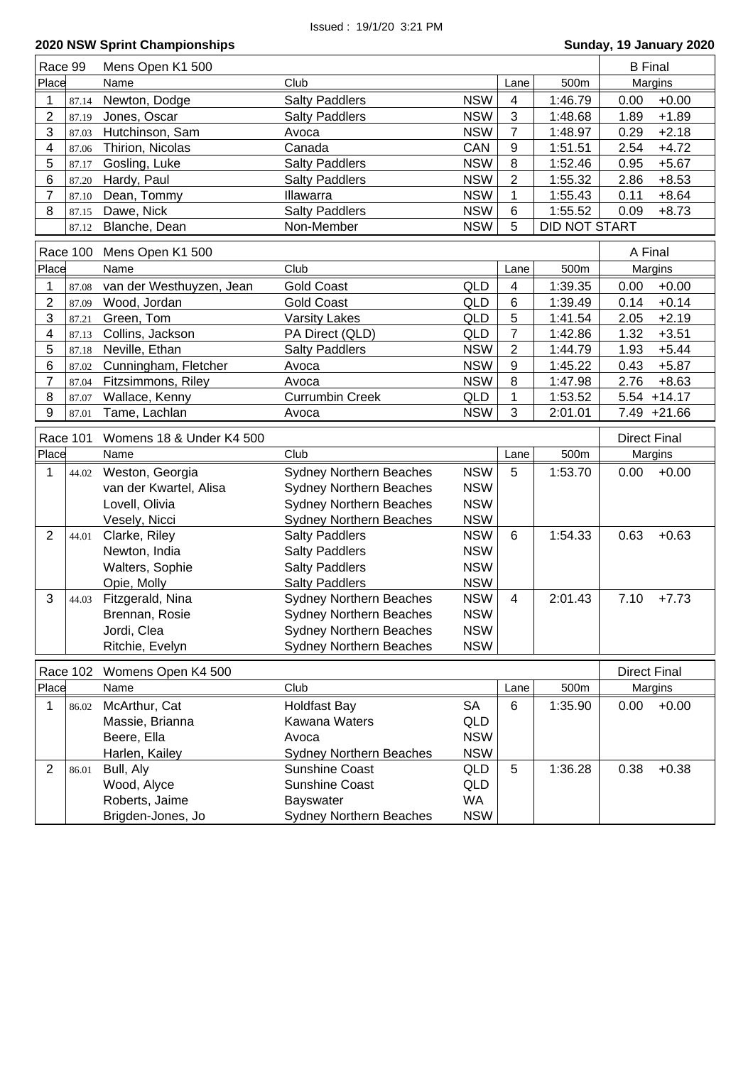Issued : 19/1/20 3:21 PM

**2020 NSW Sprint Championships** — **Sunday, 19 January 2020**

| Race 99 | | Mens Open K1 500 | | | | | B Final | |
|---|---|---|---|---|---|---|---|---|
| Place | | Name | Club | | Lane | 500m | Margins | |
| 1 | 87.14 | Newton, Dodge | Salty Paddlers | NSW | 4 | 1:46.79 | 0.00 | +0.00 |
| 2 | 87.19 | Jones, Oscar | Salty Paddlers | NSW | 3 | 1:48.68 | 1.89 | +1.89 |
| 3 | 87.03 | Hutchinson, Sam | Avoca | NSW | 7 | 1:48.97 | 0.29 | +2.18 |
| 4 | 87.06 | Thirion, Nicolas | Canada | CAN | 9 | 1:51.51 | 2.54 | +4.72 |
| 5 | 87.17 | Gosling, Luke | Salty Paddlers | NSW | 8 | 1:52.46 | 0.95 | +5.67 |
| 6 | 87.20 | Hardy, Paul | Salty Paddlers | NSW | 2 | 1:55.32 | 2.86 | +8.53 |
| 7 | 87.10 | Dean, Tommy | Illawarra | NSW | 1 | 1:55.43 | 0.11 | +8.64 |
| 8 | 87.15 | Dawe, Nick | Salty Paddlers | NSW | 6 | 1:55.52 | 0.09 | +8.73 |
| | 87.12 | Blanche, Dean | Non-Member | NSW | 5 | DID NOT START | | |

| Race 100 | | Mens Open K1 500 | | | | | A Final | |
|---|---|---|---|---|---|---|---|---|
| Place | | Name | Club | | Lane | 500m | Margins | |
| 1 | 87.08 | van der Westhuyzen, Jean | Gold Coast | QLD | 4 | 1:39.35 | 0.00 | +0.00 |
| 2 | 87.09 | Wood, Jordan | Gold Coast | QLD | 6 | 1:39.49 | 0.14 | +0.14 |
| 3 | 87.21 | Green, Tom | Varsity Lakes | QLD | 5 | 1:41.54 | 2.05 | +2.19 |
| 4 | 87.13 | Collins, Jackson | PA Direct (QLD) | QLD | 7 | 1:42.86 | 1.32 | +3.51 |
| 5 | 87.18 | Neville, Ethan | Salty Paddlers | NSW | 2 | 1:44.79 | 1.93 | +5.44 |
| 6 | 87.02 | Cunningham, Fletcher | Avoca | NSW | 9 | 1:45.22 | 0.43 | +5.87 |
| 7 | 87.04 | Fitzsimmons, Riley | Avoca | NSW | 8 | 1:47.98 | 2.76 | +8.63 |
| 8 | 87.07 | Wallace, Kenny | Currumbin Creek | QLD | 1 | 1:53.52 | 5.54 | +14.17 |
| 9 | 87.01 | Tame, Lachlan | Avoca | NSW | 3 | 2:01.01 | 7.49 | +21.66 |

| Race 101 | | Womens 18 & Under K4 500 | | | | | Direct Final | |
|---|---|---|---|---|---|---|---|---|
| Place | | Name | Club | | Lane | 500m | Margins | |
| 1 | 44.02 | Weston, Georgia | Sydney Northern Beaches | NSW | 5 | 1:53.70 | 0.00 | +0.00 |
| | | van der Kwartel, Alisa | Sydney Northern Beaches | NSW | | | | |
| | | Lovell, Olivia | Sydney Northern Beaches | NSW | | | | |
| | | Vesely, Nicci | Sydney Northern Beaches | NSW | | | | |
| 2 | 44.01 | Clarke, Riley | Salty Paddlers | NSW | 6 | 1:54.33 | 0.63 | +0.63 |
| | | Newton, India | Salty Paddlers | NSW | | | | |
| | | Walters, Sophie | Salty Paddlers | NSW | | | | |
| | | Opie, Molly | Salty Paddlers | NSW | | | | |
| 3 | 44.03 | Fitzgerald, Nina | Sydney Northern Beaches | NSW | 4 | 2:01.43 | 7.10 | +7.73 |
| | | Brennan, Rosie | Sydney Northern Beaches | NSW | | | | |
| | | Jordi, Clea | Sydney Northern Beaches | NSW | | | | |
| | | Ritchie, Evelyn | Sydney Northern Beaches | NSW | | | | |

| Race 102 | | Womens Open K4 500 | | | | | Direct Final | |
|---|---|---|---|---|---|---|---|---|
| Place | | Name | Club | | Lane | 500m | Margins | |
| 1 | 86.02 | McArthur, Cat | Holdfast Bay | SA | 6 | 1:35.90 | 0.00 | +0.00 |
| | | Massie, Brianna | Kawana Waters | QLD | | | | |
| | | Beere, Ella | Avoca | NSW | | | | |
| | | Harlen, Kailey | Sydney Northern Beaches | NSW | | | | |
| 2 | 86.01 | Bull, Aly | Sunshine Coast | QLD | 5 | 1:36.28 | 0.38 | +0.38 |
| | | Wood, Alyce | Sunshine Coast | QLD | | | | |
| | | Roberts, Jaime | Bayswater | WA | | | | |
| | | Brigden-Jones, Jo | Sydney Northern Beaches | NSW | | | | |